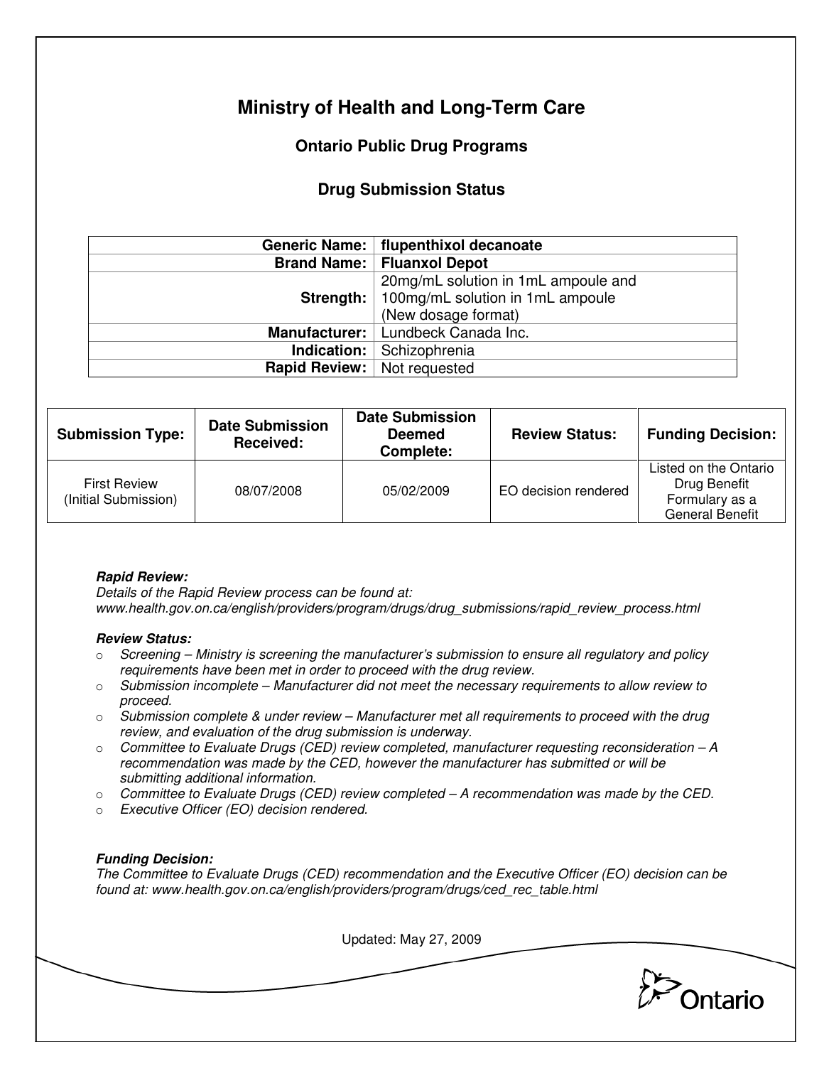# Ministry of Health and Long-Term Care

## Ontario Public Drug Programs

### Drug Submission Status

| | |
|---|---|
| **Generic Name:** | **flupenthixol decanoate** |
| **Brand Name:** | **Fluanxol Depot** |
| **Strength:** | 20mg/mL solution in 1mL ampoule and 100mg/mL solution in 1mL ampoule (New dosage format) |
| **Manufacturer:** | Lundbeck Canada Inc. |
| **Indication:** | Schizophrenia |
| **Rapid Review:** | Not requested |

| Submission Type: | Date Submission Received: | Date Submission Deemed Complete: | Review Status: | Funding Decision: |
|---|---|---|---|---|
| First Review (Initial Submission) | 08/07/2008 | 05/02/2009 | EO decision rendered | Listed on the Ontario Drug Benefit Formulary as a General Benefit |

***Rapid Review:***

*Details of the Rapid Review process can be found at: www.health.gov.on.ca/english/providers/program/drugs/drug_submissions/rapid_review_process.html*

***Review Status:***

- *Screening – Ministry is screening the manufacturer's submission to ensure all regulatory and policy requirements have been met in order to proceed with the drug review.*
- *Submission incomplete – Manufacturer did not meet the necessary requirements to allow review to proceed.*
- *Submission complete & under review – Manufacturer met all requirements to proceed with the drug review, and evaluation of the drug submission is underway.*
- *Committee to Evaluate Drugs (CED) review completed, manufacturer requesting reconsideration – A recommendation was made by the CED, however the manufacturer has submitted or will be submitting additional information.*
- *Committee to Evaluate Drugs (CED) review completed – A recommendation was made by the CED.*
- *Executive Officer (EO) decision rendered.*

***Funding Decision:***

*The Committee to Evaluate Drugs (CED) recommendation and the Executive Officer (EO) decision can be found at: www.health.gov.on.ca/english/providers/program/drugs/ced_rec_table.html*

Updated: May 27, 2009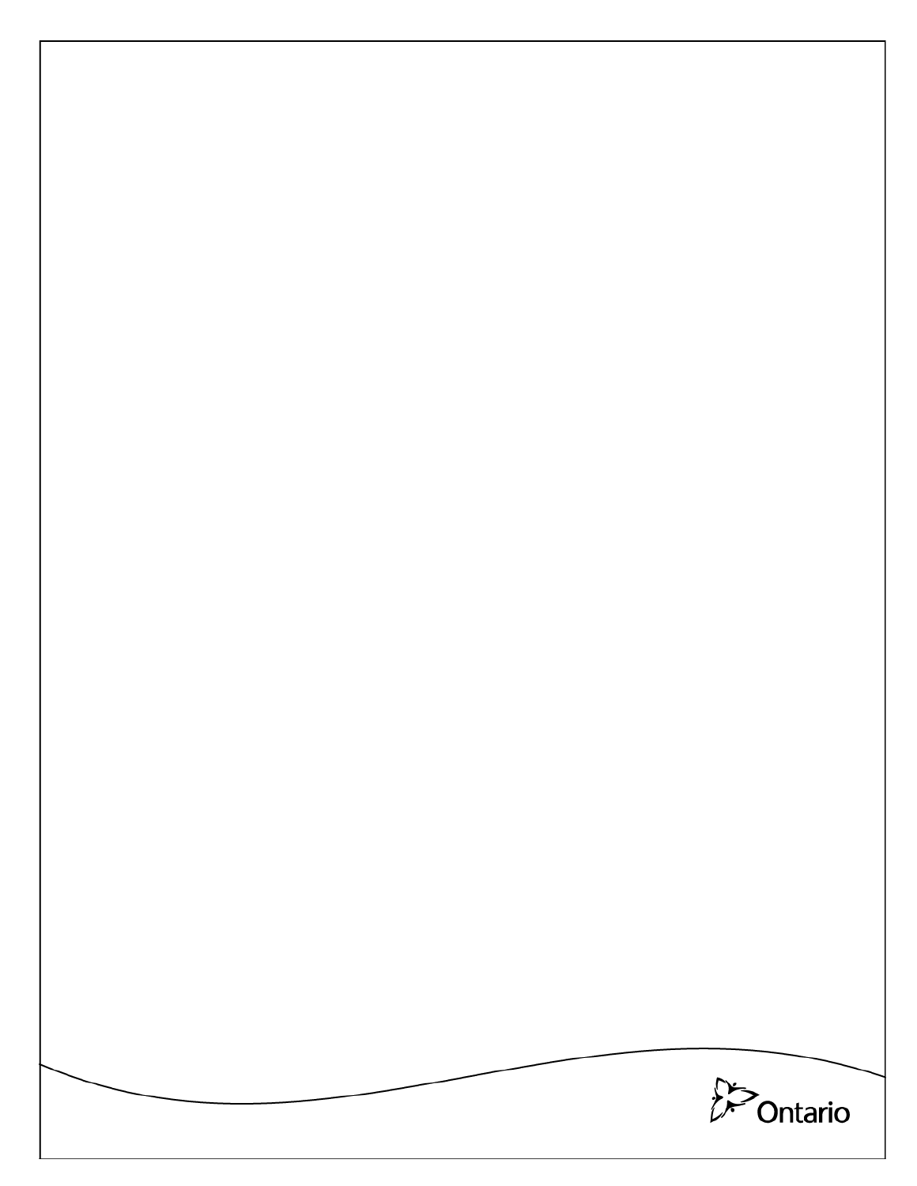Ontario